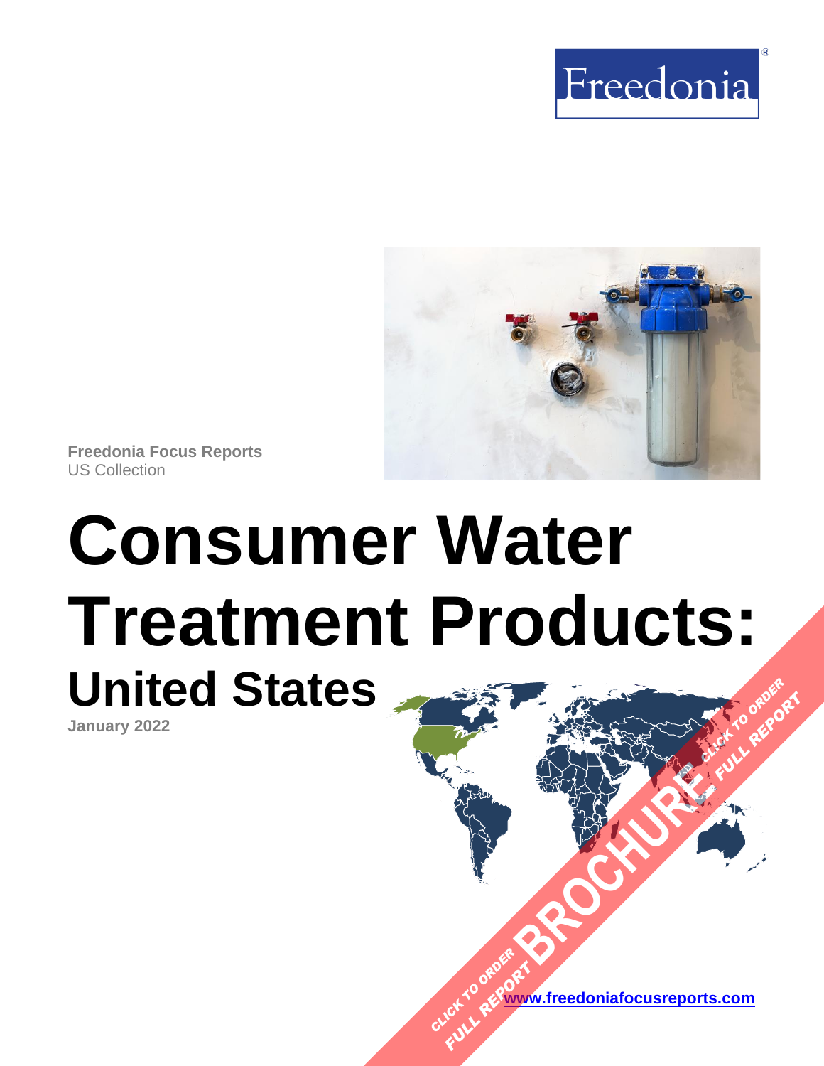Freedonia

Freedonia Focus Reports
US Collection

# Consumer Water Treatment Products:
## United States

January 2022

CLICK TO ORDER FULL REPORT BROCHURE CLICK TO ORDER FULL REPORT

www.freedoniafocusreports.com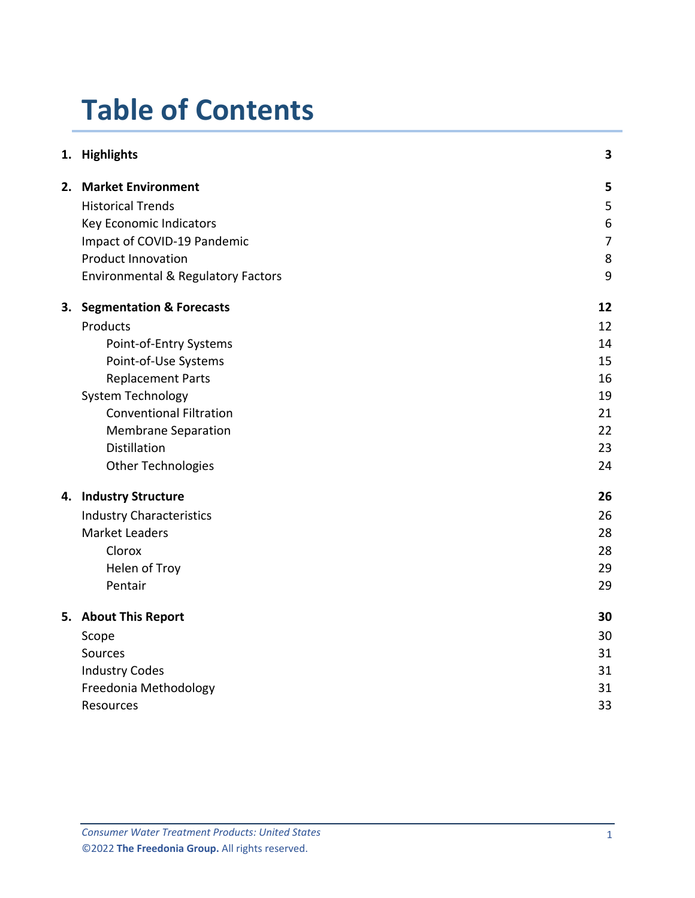# Table of Contents

| | | |
|---|---|---|
| **1.** | **Highlights** | **3** |
| **2.** | **Market Environment** | **5** |
| | Historical Trends | 5 |
| | Key Economic Indicators | 6 |
| | Impact of COVID-19 Pandemic | 7 |
| | Product Innovation | 8 |
| | Environmental & Regulatory Factors | 9 |
| **3.** | **Segmentation & Forecasts** | **12** |
| | Products | 12 |
| | Point-of-Entry Systems | 14 |
| | Point-of-Use Systems | 15 |
| | Replacement Parts | 16 |
| | System Technology | 19 |
| | Conventional Filtration | 21 |
| | Membrane Separation | 22 |
| | Distillation | 23 |
| | Other Technologies | 24 |
| **4.** | **Industry Structure** | **26** |
| | Industry Characteristics | 26 |
| | Market Leaders | 28 |
| | Clorox | 28 |
| | Helen of Troy | 29 |
| | Pentair | 29 |
| **5.** | **About This Report** | **30** |
| | Scope | 30 |
| | Sources | 31 |
| | Industry Codes | 31 |
| | Freedonia Methodology | 31 |
| | Resources | 33 |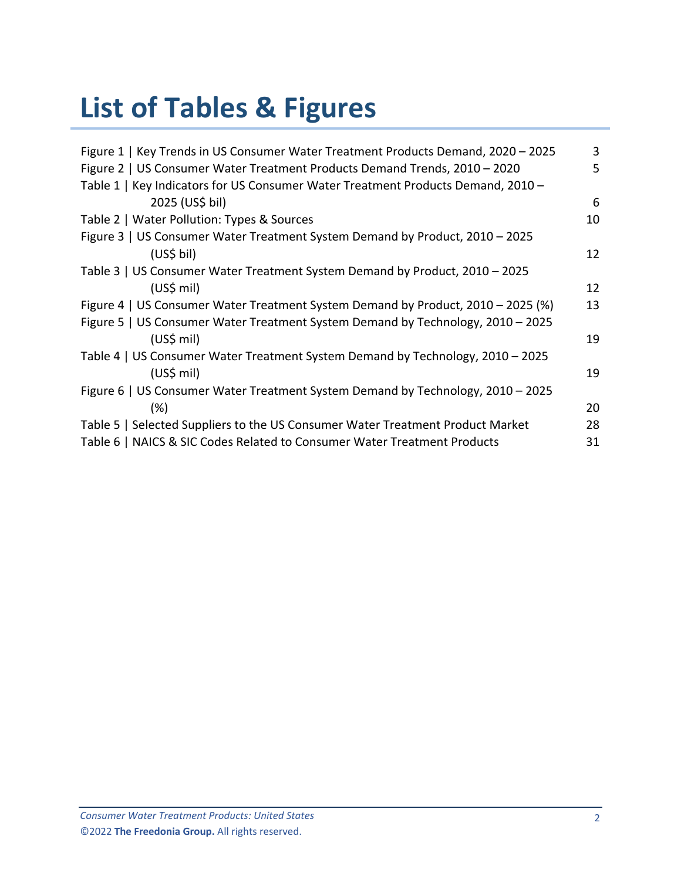# List of Tables & Figures

| | |
|---|---|
| Figure 1 \| Key Trends in US Consumer Water Treatment Products Demand, 2020 – 2025 | 3 |
| Figure 2 \| US Consumer Water Treatment Products Demand Trends, 2010 – 2020 | 5 |
| Table 1 \| Key Indicators for US Consumer Water Treatment Products Demand, 2010 – 2025 (US$ bil) | 6 |
| Table 2 \| Water Pollution: Types & Sources | 10 |
| Figure 3 \| US Consumer Water Treatment System Demand by Product, 2010 – 2025 (US$ bil) | 12 |
| Table 3 \| US Consumer Water Treatment System Demand by Product, 2010 – 2025 (US$ mil) | 12 |
| Figure 4 \| US Consumer Water Treatment System Demand by Product, 2010 – 2025 (%) | 13 |
| Figure 5 \| US Consumer Water Treatment System Demand by Technology, 2010 – 2025 (US$ mil) | 19 |
| Table 4 \| US Consumer Water Treatment System Demand by Technology, 2010 – 2025 (US$ mil) | 19 |
| Figure 6 \| US Consumer Water Treatment System Demand by Technology, 2010 – 2025 (%) | 20 |
| Table 5 \| Selected Suppliers to the US Consumer Water Treatment Product Market | 28 |
| Table 6 \| NAICS & SIC Codes Related to Consumer Water Treatment Products | 31 |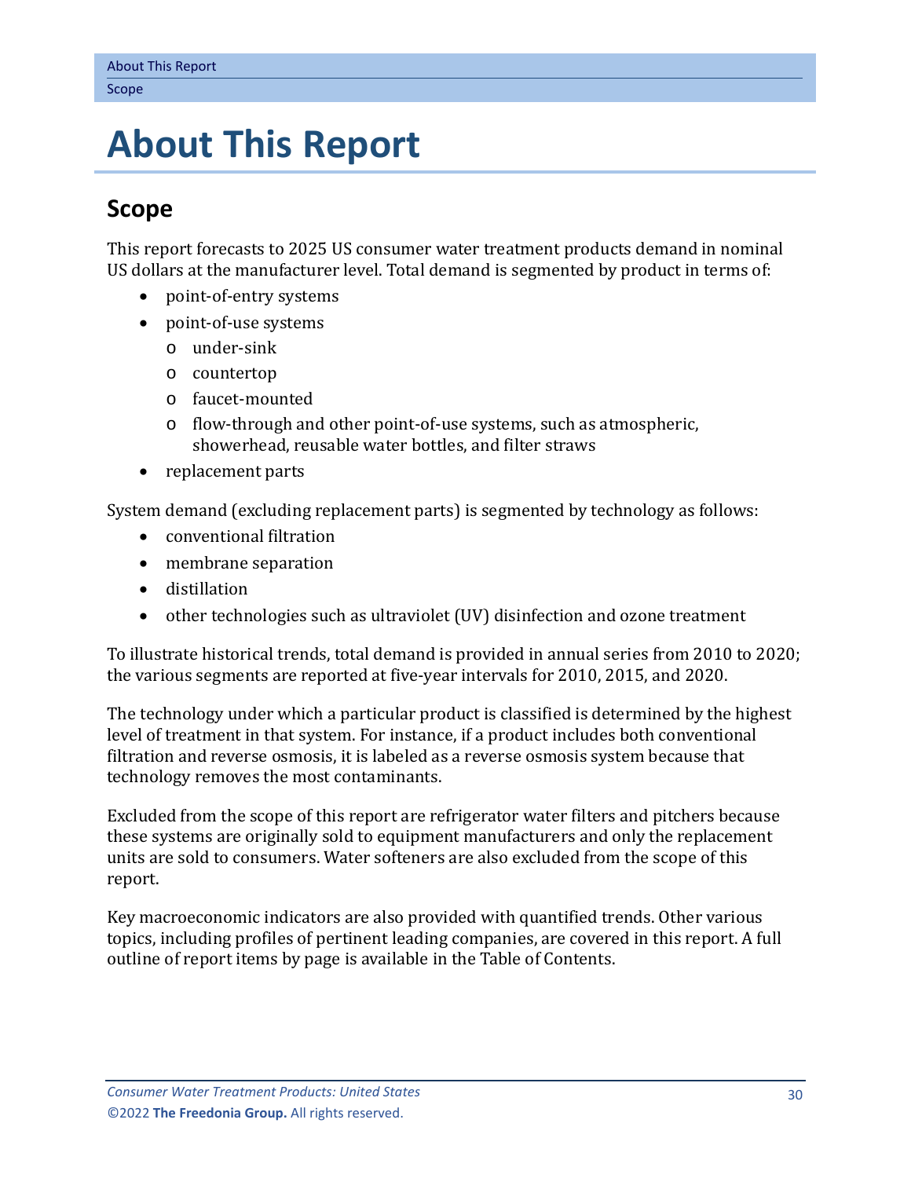# About This Report

## Scope

This report forecasts to 2025 US consumer water treatment products demand in nominal US dollars at the manufacturer level. Total demand is segmented by product in terms of:

- point-of-entry systems
- point-of-use systems
  - under-sink
  - countertop
  - faucet-mounted
  - flow-through and other point-of-use systems, such as atmospheric, showerhead, reusable water bottles, and filter straws
- replacement parts

System demand (excluding replacement parts) is segmented by technology as follows:

- conventional filtration
- membrane separation
- distillation
- other technologies such as ultraviolet (UV) disinfection and ozone treatment

To illustrate historical trends, total demand is provided in annual series from 2010 to 2020; the various segments are reported at five-year intervals for 2010, 2015, and 2020.

The technology under which a particular product is classified is determined by the highest level of treatment in that system. For instance, if a product includes both conventional filtration and reverse osmosis, it is labeled as a reverse osmosis system because that technology removes the most contaminants.

Excluded from the scope of this report are refrigerator water filters and pitchers because these systems are originally sold to equipment manufacturers and only the replacement units are sold to consumers. Water softeners are also excluded from the scope of this report.

Key macroeconomic indicators are also provided with quantified trends. Other various topics, including profiles of pertinent leading companies, are covered in this report. A full outline of report items by page is available in the Table of Contents.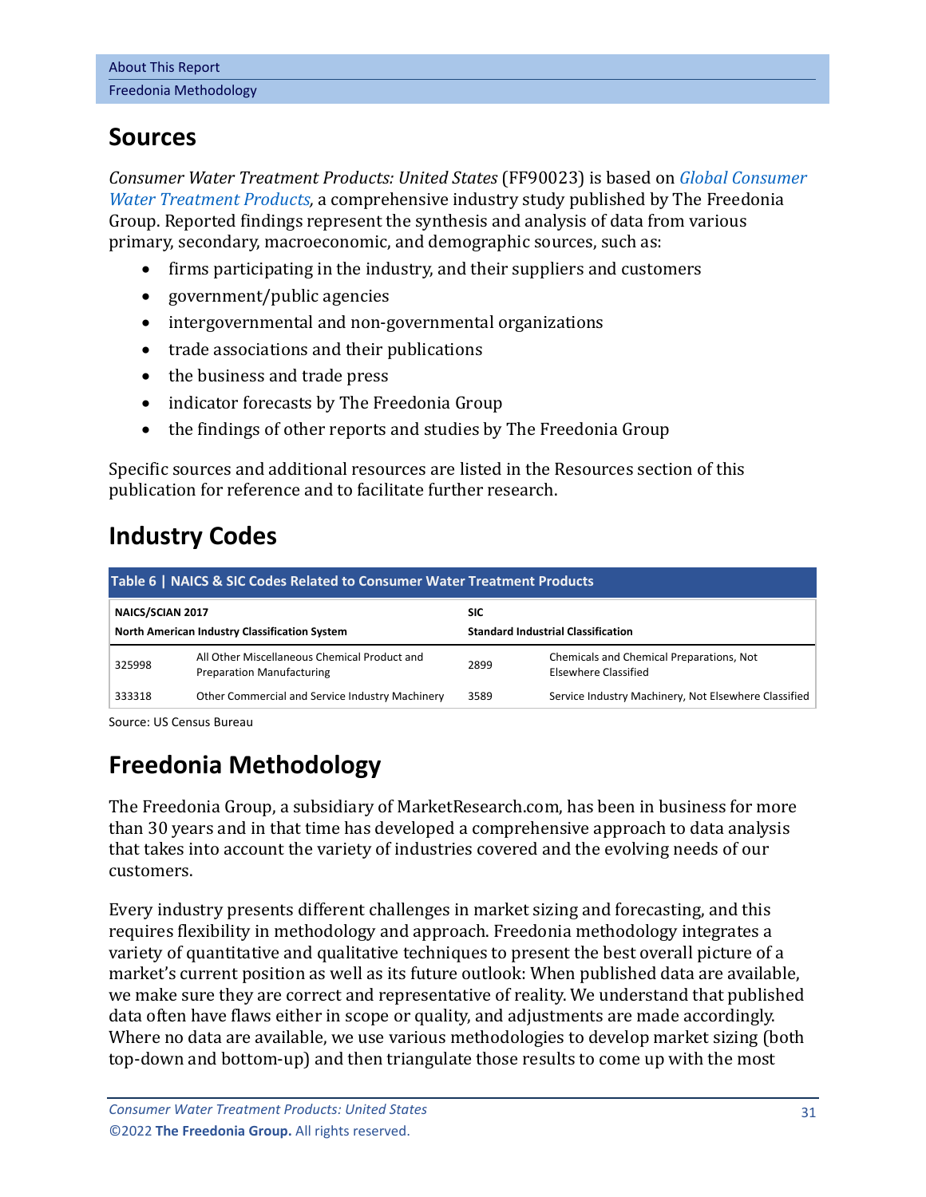## Sources

*Consumer Water Treatment Products: United States* (FF90023) is based on *Global Consumer Water Treatment Products*, a comprehensive industry study published by The Freedonia Group. Reported findings represent the synthesis and analysis of data from various primary, secondary, macroeconomic, and demographic sources, such as:

- firms participating in the industry, and their suppliers and customers
- government/public agencies
- intergovernmental and non-governmental organizations
- trade associations and their publications
- the business and trade press
- indicator forecasts by The Freedonia Group
- the findings of other reports and studies by The Freedonia Group

Specific sources and additional resources are listed in the Resources section of this publication for reference and to facilitate further research.

## Industry Codes

**Table 6 | NAICS & SIC Codes Related to Consumer Water Treatment Products**

| NAICS/SCIAN 2017<br>North American Industry Classification System | | SIC<br>Standard Industrial Classification | |
|---|---|---|---|
| 325998 | All Other Miscellaneous Chemical Product and Preparation Manufacturing | 2899 | Chemicals and Chemical Preparations, Not Elsewhere Classified |
| 333318 | Other Commercial and Service Industry Machinery | 3589 | Service Industry Machinery, Not Elsewhere Classified |

Source: US Census Bureau

## Freedonia Methodology

The Freedonia Group, a subsidiary of MarketResearch.com, has been in business for more than 30 years and in that time has developed a comprehensive approach to data analysis that takes into account the variety of industries covered and the evolving needs of our customers.

Every industry presents different challenges in market sizing and forecasting, and this requires flexibility in methodology and approach. Freedonia methodology integrates a variety of quantitative and qualitative techniques to present the best overall picture of a market's current position as well as its future outlook: When published data are available, we make sure they are correct and representative of reality. We understand that published data often have flaws either in scope or quality, and adjustments are made accordingly. Where no data are available, we use various methodologies to develop market sizing (both top-down and bottom-up) and then triangulate those results to come up with the most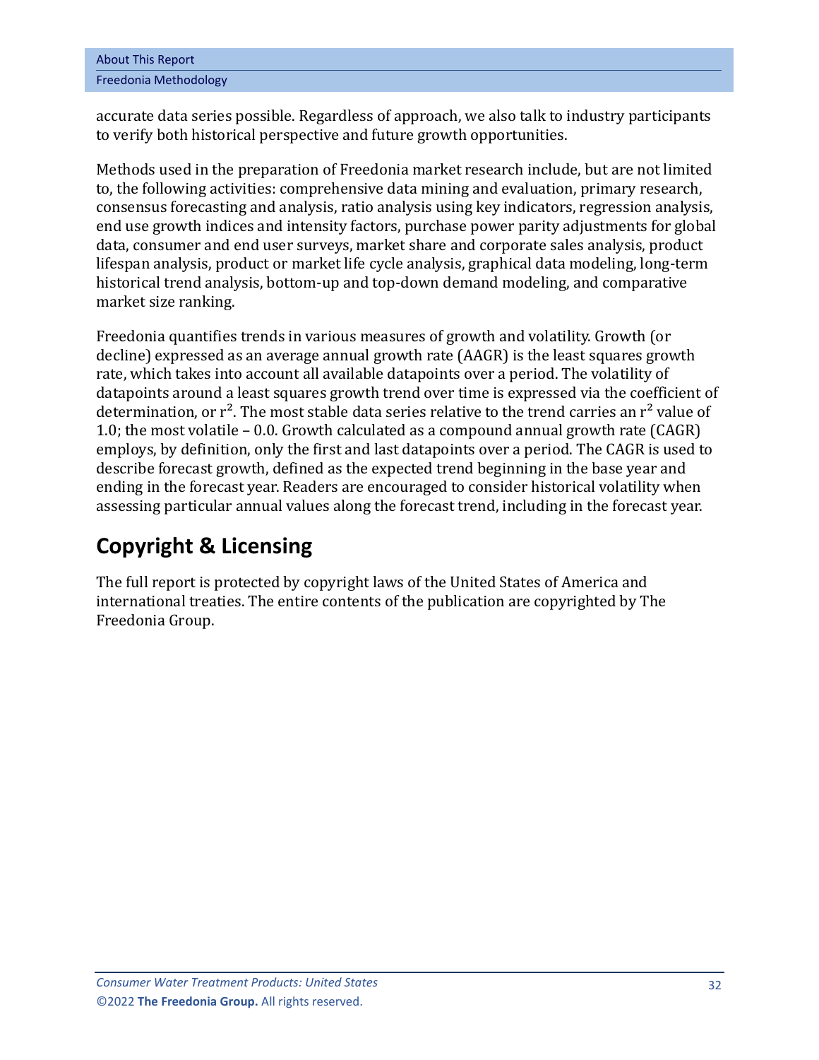accurate data series possible. Regardless of approach, we also talk to industry participants to verify both historical perspective and future growth opportunities.

Methods used in the preparation of Freedonia market research include, but are not limited to, the following activities: comprehensive data mining and evaluation, primary research, consensus forecasting and analysis, ratio analysis using key indicators, regression analysis, end use growth indices and intensity factors, purchase power parity adjustments for global data, consumer and end user surveys, market share and corporate sales analysis, product lifespan analysis, product or market life cycle analysis, graphical data modeling, long-term historical trend analysis, bottom-up and top-down demand modeling, and comparative market size ranking.

Freedonia quantifies trends in various measures of growth and volatility. Growth (or decline) expressed as an average annual growth rate (AAGR) is the least squares growth rate, which takes into account all available datapoints over a period. The volatility of datapoints around a least squares growth trend over time is expressed via the coefficient of determination, or $r^2$. The most stable data series relative to the trend carries an $r^2$ value of 1.0; the most volatile – 0.0. Growth calculated as a compound annual growth rate (CAGR) employs, by definition, only the first and last datapoints over a period. The CAGR is used to describe forecast growth, defined as the expected trend beginning in the base year and ending in the forecast year. Readers are encouraged to consider historical volatility when assessing particular annual values along the forecast trend, including in the forecast year.

## Copyright & Licensing

The full report is protected by copyright laws of the United States of America and international treaties. The entire contents of the publication are copyrighted by The Freedonia Group.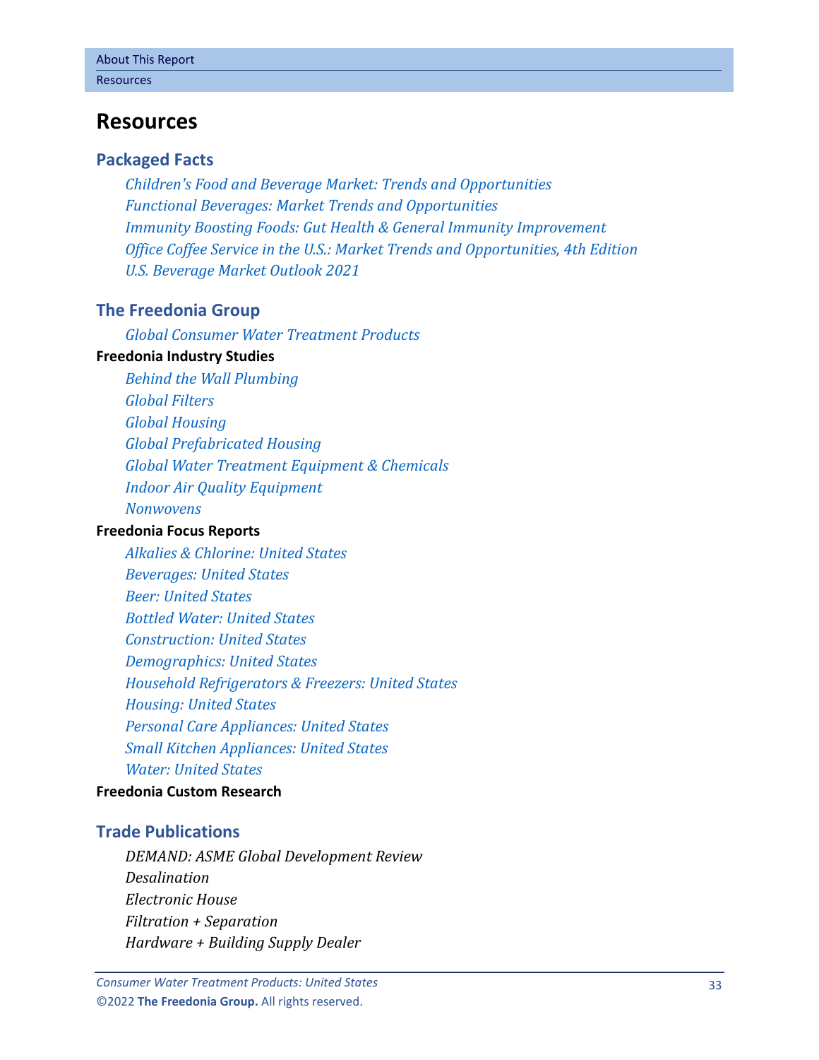# Resources

## Packaged Facts

*Children's Food and Beverage Market: Trends and Opportunities*
*Functional Beverages: Market Trends and Opportunities*
*Immunity Boosting Foods: Gut Health & General Immunity Improvement*
*Office Coffee Service in the U.S.: Market Trends and Opportunities, 4th Edition*
*U.S. Beverage Market Outlook 2021*

## The Freedonia Group

*Global Consumer Water Treatment Products*

**Freedonia Industry Studies**

*Behind the Wall Plumbing*
*Global Filters*
*Global Housing*
*Global Prefabricated Housing*
*Global Water Treatment Equipment & Chemicals*
*Indoor Air Quality Equipment*
*Nonwovens*

**Freedonia Focus Reports**

*Alkalies & Chlorine: United States*
*Beverages: United States*
*Beer: United States*
*Bottled Water: United States*
*Construction: United States*
*Demographics: United States*
*Household Refrigerators & Freezers: United States*
*Housing: United States*
*Personal Care Appliances: United States*
*Small Kitchen Appliances: United States*
*Water: United States*

**Freedonia Custom Research**

## Trade Publications

*DEMAND: ASME Global Development Review*
*Desalination*
*Electronic House*
*Filtration + Separation*
*Hardware + Building Supply Dealer*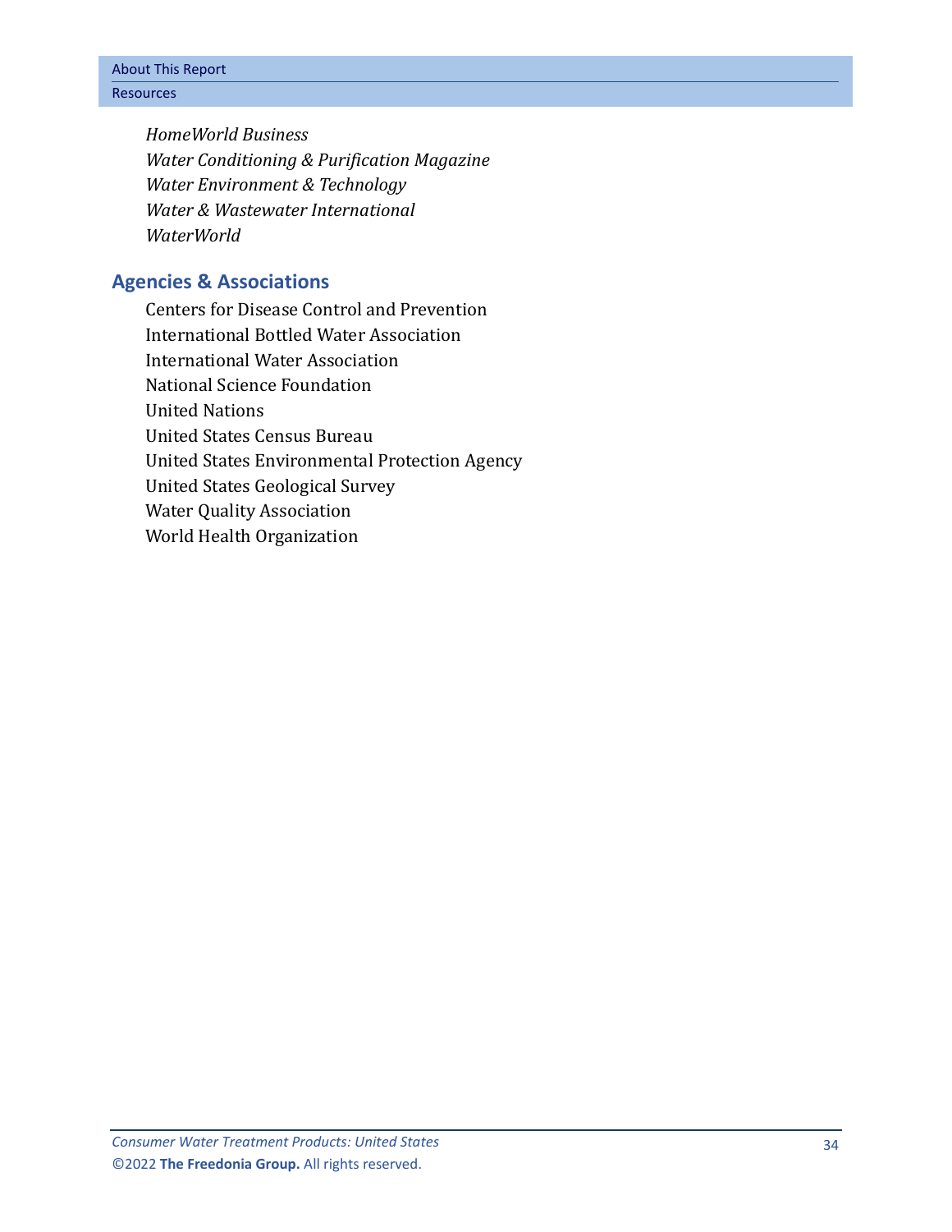*HomeWorld Business*
*Water Conditioning & Purification Magazine*
*Water Environment & Technology*
*Water & Wastewater International*
*WaterWorld*

## Agencies & Associations

Centers for Disease Control and Prevention
International Bottled Water Association
International Water Association
National Science Foundation
United Nations
United States Census Bureau
United States Environmental Protection Agency
United States Geological Survey
Water Quality Association
World Health Organization